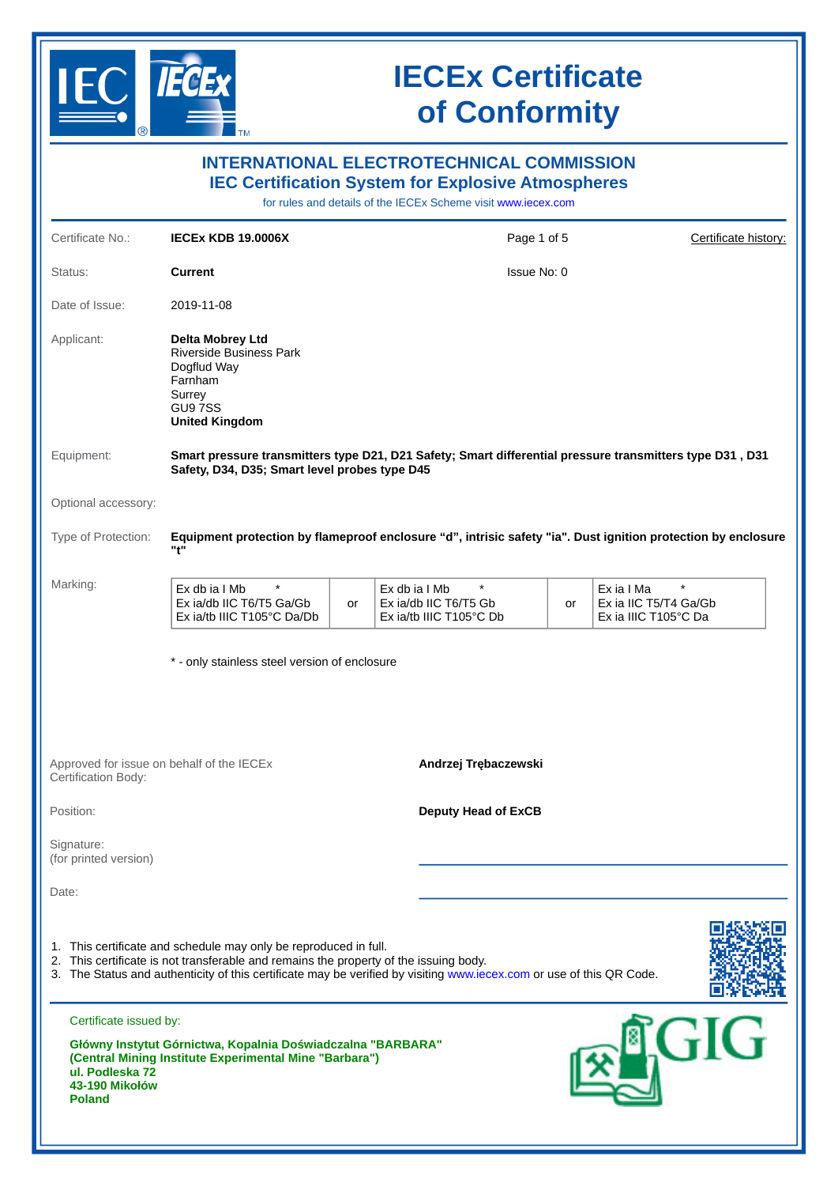# IECEx Certificate of Conformity

## INTERNATIONAL ELECTROTECHNICAL COMMISSION
## IEC Certification System for Explosive Atmospheres

for rules and details of the IECEx Scheme visit www.iecex.com

| | | | |
|---|---|---|---|
| Certificate No.: | **IECEx KDB 19.0006X** | Page 1 of 5 | Certificate history: |
| Status: | **Current** | Issue No: 0 | |
| Date of Issue: | 2019-11-08 | | |

Applicant:
**Delta Mobrey Ltd**
Riverside Business Park
Dogflud Way
Farnham
Surrey
GU9 7SS
**United Kingdom**

Equipment: **Smart pressure transmitters type D21, D21 Safety; Smart differential pressure transmitters type D31 , D31 Safety, D34, D35; Smart level probes type D45**

Optional accessory:

Type of Protection: **Equipment protection by flameproof enclosure “d”, intrisic safety "ia". Dust ignition protection by enclosure "t"**

Marking:

| | | | | |
|---|---|---|---|---|
| Ex db ia I Mb * <br> Ex ia/db IIC T6/T5 Ga/Gb <br> Ex ia/tb IIIC T105°C Da/Db | or | Ex db ia I Mb * <br> Ex ia/db IIC T6/T5 Gb <br> Ex ia/tb IIIC T105°C Db | or | Ex ia I Ma * <br> Ex ia IIC T5/T4 Ga/Gb <br> Ex ia IIIC T105°C Da |

* - only stainless steel version of enclosure

Approved for issue on behalf of the IECEx Certification Body: **Andrzej Trębaczewski**

Position: **Deputy Head of ExCB**

Signature:
(for printed version)

Date:

1. This certificate and schedule may only be reproduced in full.
2. This certificate is not transferable and remains the property of the issuing body.
3. The Status and authenticity of this certificate may be verified by visiting www.iecex.com or use of this QR Code.

Certificate issued by:

**Główny Instytut Górnictwa, Kopalnia Doświadczalna "BARBARA"**
**(Central Mining Institute Experimental Mine "Barbara")**
**ul. Podleska 72**
**43-190 Mikołów**
**Poland**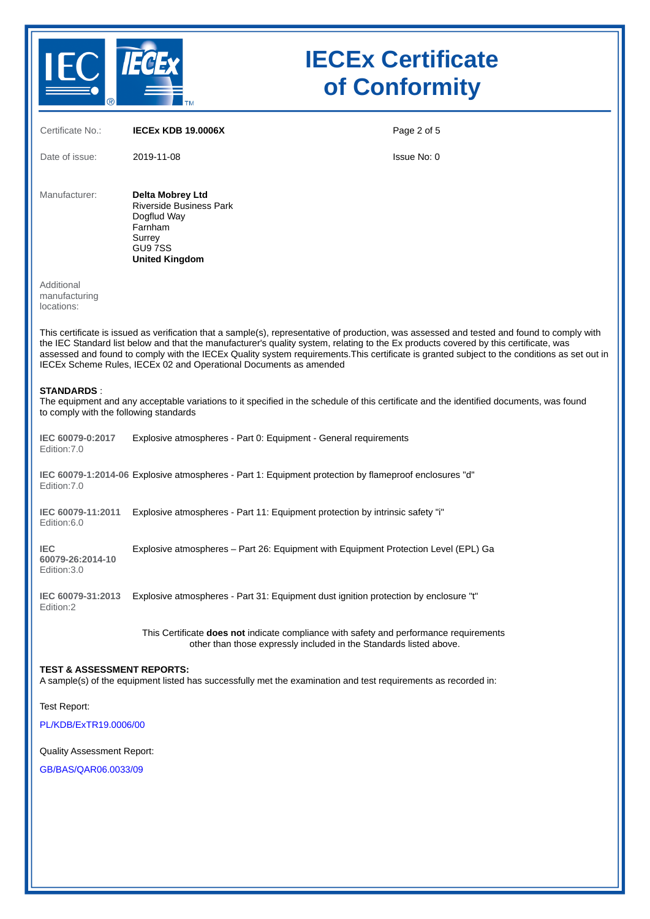# IECEx Certificate of Conformity

| | | |
|---|---|---|
| Certificate No.: | **IECEx KDB 19.0006X** | |
| Date of issue: | 2019-11-08 | Issue No: 0 |

Manufacturer:

**Delta Mobrey Ltd**
Riverside Business Park
Dogflud Way
Farnham
Surrey
GU9 7SS
**United Kingdom**

Additional manufacturing locations:

This certificate is issued as verification that a sample(s), representative of production, was assessed and tested and found to comply with the IEC Standard list below and that the manufacturer's quality system, relating to the Ex products covered by this certificate, was assessed and found to comply with the IECEx Quality system requirements.This certificate is granted subject to the conditions as set out in IECEx Scheme Rules, IECEx 02 and Operational Documents as amended

**STANDARDS** :
The equipment and any acceptable variations to it specified in the schedule of this certificate and the identified documents, was found to comply with the following standards

| | |
|---|---|
| **IEC 60079-0:2017** Edition:7.0 | Explosive atmospheres - Part 0: Equipment - General requirements |
| **IEC 60079-1:2014-06** Edition:7.0 | Explosive atmospheres - Part 1: Equipment protection by flameproof enclosures "d" |
| **IEC 60079-11:2011** Edition:6.0 | Explosive atmospheres - Part 11: Equipment protection by intrinsic safety "i" |
| **IEC 60079-26:2014-10** Edition:3.0 | Explosive atmospheres – Part 26: Equipment with Equipment Protection Level (EPL) Ga |
| **IEC 60079-31:2013** Edition:2 | Explosive atmospheres - Part 31: Equipment dust ignition protection by enclosure "t" |

This Certificate **does not** indicate compliance with safety and performance requirements other than those expressly included in the Standards listed above.

**TEST & ASSESSMENT REPORTS:**
A sample(s) of the equipment listed has successfully met the examination and test requirements as recorded in:

Test Report:

PL/KDB/ExTR19.0006/00

Quality Assessment Report:

GB/BAS/QAR06.0033/09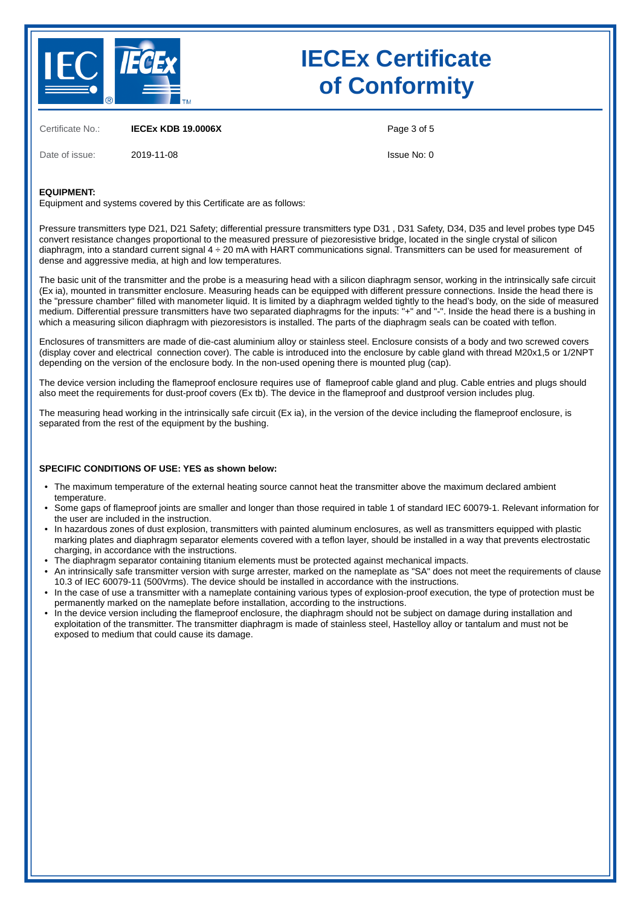# IECEx Certificate of Conformity

| | | | |
|---|---|---|---|
| Certificate No.: | **IECEx KDB 19.0006X** | | |
| Date of issue: | 2019-11-08 | Issue No: 0 | |

**EQUIPMENT:**
Equipment and systems covered by this Certificate are as follows:

Pressure transmitters type D21, D21 Safety; differential pressure transmitters type D31 , D31 Safety, D34, D35 and level probes type D45 convert resistance changes proportional to the measured pressure of piezoresistive bridge, located in the single crystal of silicon diaphragm, into a standard current signal 4 ÷ 20 mA with HART communications signal. Transmitters can be used for measurement of dense and aggressive media, at high and low temperatures.

The basic unit of the transmitter and the probe is a measuring head with a silicon diaphragm sensor, working in the intrinsically safe circuit (Ex ia), mounted in transmitter enclosure. Measuring heads can be equipped with different pressure connections. Inside the head there is the "pressure chamber" filled with manometer liquid. It is limited by a diaphragm welded tightly to the head's body, on the side of measured medium. Differential pressure transmitters have two separated diaphragms for the inputs: "+" and "-". Inside the head there is a bushing in which a measuring silicon diaphragm with piezoresistors is installed. The parts of the diaphragm seals can be coated with teflon.

Enclosures of transmitters are made of die-cast aluminium alloy or stainless steel. Enclosure consists of a body and two screwed covers (display cover and electrical connection cover). The cable is introduced into the enclosure by cable gland with thread M20x1,5 or 1/2NPT depending on the version of the enclosure body. In the non-used opening there is mounted plug (cap).

The device version including the flameproof enclosure requires use of flameproof cable gland and plug. Cable entries and plugs should also meet the requirements for dust-proof covers (Ex tb). The device in the flameproof and dustproof version includes plug.

The measuring head working in the intrinsically safe circuit (Ex ia), in the version of the device including the flameproof enclosure, is separated from the rest of the equipment by the bushing.

**SPECIFIC CONDITIONS OF USE: YES as shown below:**

- The maximum temperature of the external heating source cannot heat the transmitter above the maximum declared ambient temperature.
- Some gaps of flameproof joints are smaller and longer than those required in table 1 of standard IEC 60079-1. Relevant information for the user are included in the instruction.
- In hazardous zones of dust explosion, transmitters with painted aluminum enclosures, as well as transmitters equipped with plastic marking plates and diaphragm separator elements covered with a teflon layer, should be installed in a way that prevents electrostatic charging, in accordance with the instructions.
- The diaphragm separator containing titanium elements must be protected against mechanical impacts.
- An intrinsically safe transmitter version with surge arrester, marked on the nameplate as "SA" does not meet the requirements of clause 10.3 of IEC 60079-11 (500Vrms). The device should be installed in accordance with the instructions.
- In the case of use a transmitter with a nameplate containing various types of explosion-proof execution, the type of protection must be permanently marked on the nameplate before installation, according to the instructions.
- In the device version including the flameproof enclosure, the diaphragm should not be subject on damage during installation and exploitation of the transmitter. The transmitter diaphragm is made of stainless steel, Hastelloy alloy or tantalum and must not be exposed to medium that could cause its damage.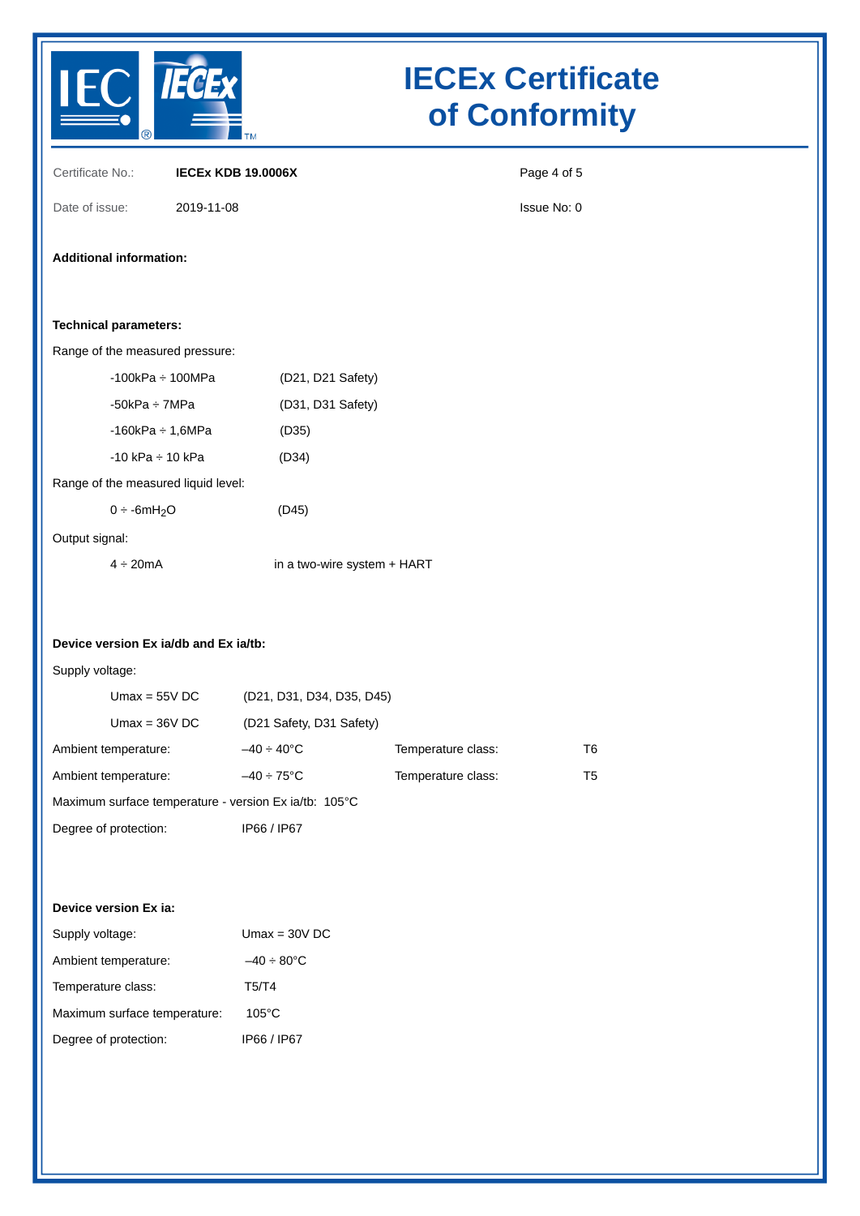# IECEx Certificate of Conformity

Certificate No.: **IECEx KDB 19.0006X**

Date of issue: 2019-11-08

Issue No: 0

**Additional information:**

**Technical parameters:**

Range of the measured pressure:

| | |
|---|---|
| -100kPa ÷ 100MPa | (D21, D21 Safety) |
| -50kPa ÷ 7MPa | (D31, D31 Safety) |
| -160kPa ÷ 1,6MPa | (D35) |
| -10 kPa ÷ 10 kPa | (D34) |

Range of the measured liquid level:

| | |
|---|---|
| 0 ÷ -6m$H_2O$ | (D45) |

Output signal:

| | |
|---|---|
| 4 ÷ 20mA | in a two-wire system + HART |

**Device version Ex ia/db and Ex ia/tb:**

Supply voltage:

| | |
|---|---|
| Umax = 55V DC | (D21, D31, D34, D35, D45) |
| Umax = 36V DC | (D21 Safety, D31 Safety) |

| | | | |
|---|---|---|---|
| Ambient temperature: | –40 ÷ 40°C | Temperature class: | T6 |
| Ambient temperature: | –40 ÷ 75°C | Temperature class: | T5 |

Maximum surface temperature - version Ex ia/tb: 105°C

Degree of protection: IP66 / IP67

**Device version Ex ia:**

| | |
|---|---|
| Supply voltage: | Umax = 30V DC |
| Ambient temperature: | –40 ÷ 80°C |
| Temperature class: | T5/T4 |
| Maximum surface temperature: | 105°C |
| Degree of protection: | IP66 / IP67 |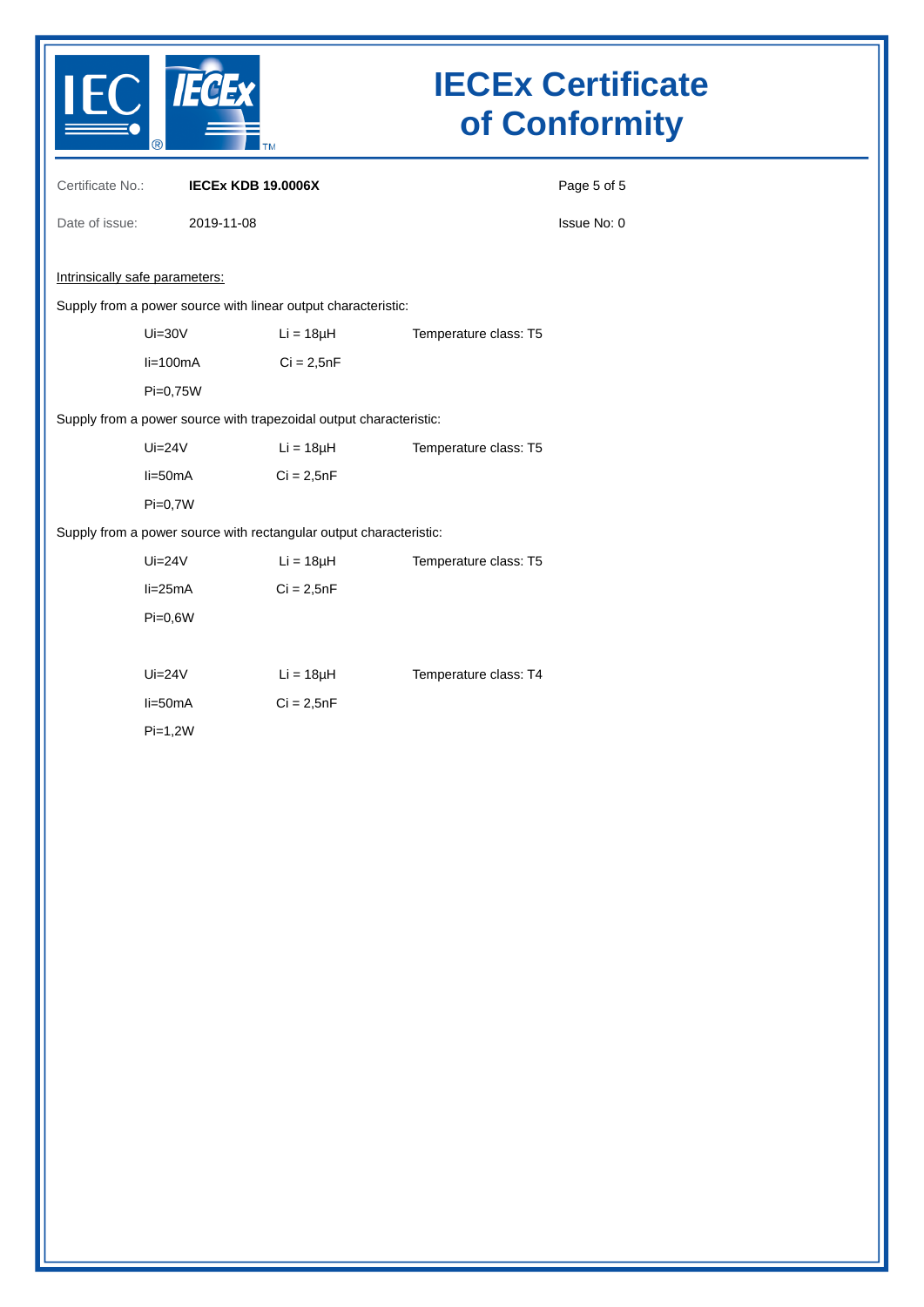# IECEx Certificate of Conformity

Certificate No.: **IECEx KDB 19.0006X**

Date of issue: 2019-11-08

Issue No: 0

Intrinsically safe parameters:

Supply from a power source with linear output characteristic:

| | | |
|---|---|---|
| Ui=30V | Li = 18µH | Temperature class: T5 |
| Ii=100mA | Ci = 2,5nF | |
| Pi=0,75W | | |

Supply from a power source with trapezoidal output characteristic:

| | | |
|---|---|---|
| Ui=24V | Li = 18µH | Temperature class: T5 |
| Ii=50mA | Ci = 2,5nF | |
| Pi=0,7W | | |

Supply from a power source with rectangular output characteristic:

| | | |
|---|---|---|
| Ui=24V | Li = 18µH | Temperature class: T5 |
| Ii=25mA | Ci = 2,5nF | |
| Pi=0,6W | | |

| | | |
|---|---|---|
| Ui=24V | Li = 18µH | Temperature class: T4 |
| Ii=50mA | Ci = 2,5nF | |
| Pi=1,2W | | |